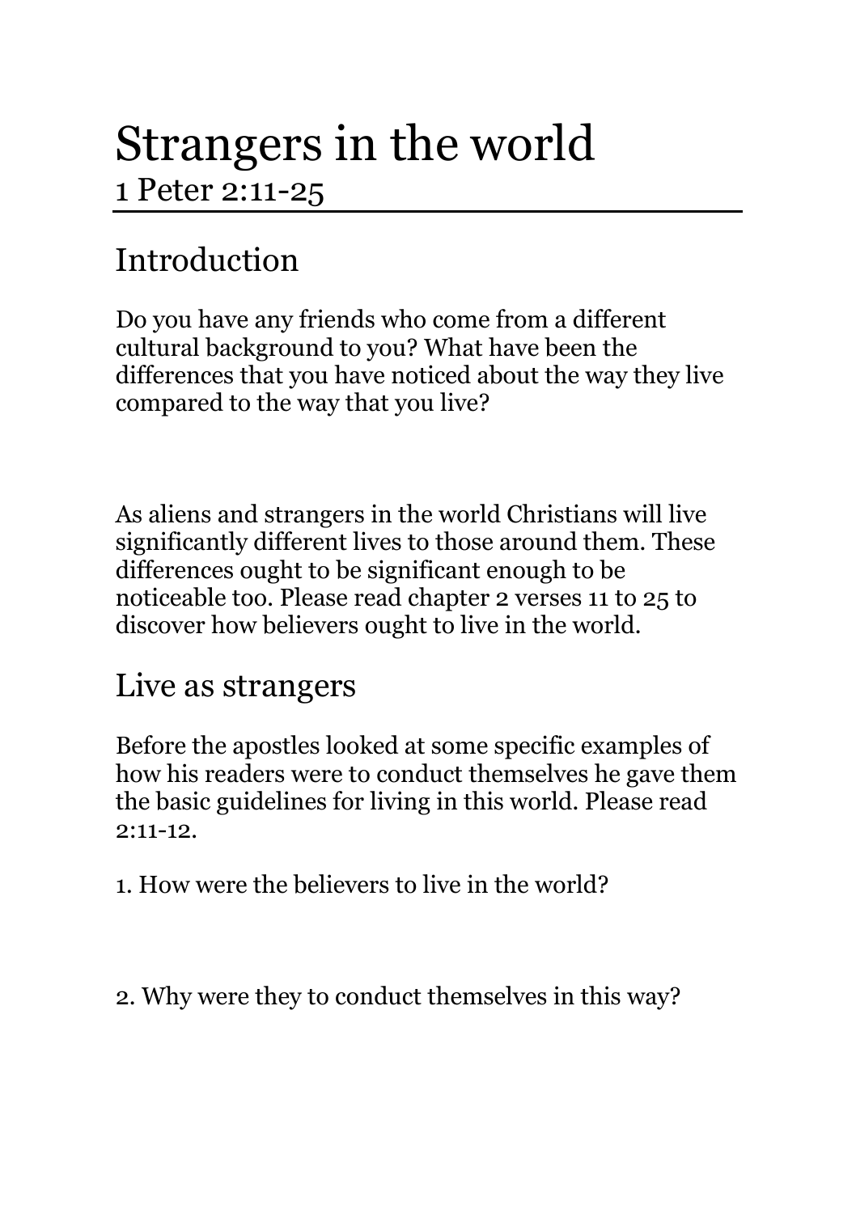# Strangers in the world

1 Peter 2:11-25

## Introduction

Do you have any friends who come from a different cultural background to you? What have been the differences that you have noticed about the way they live compared to the way that you live?

As aliens and strangers in the world Christians will live significantly different lives to those around them. These differences ought to be significant enough to be noticeable too. Please read chapter 2 verses 11 to 25 to discover how believers ought to live in the world.

## Live as strangers

Before the apostles looked at some specific examples of how his readers were to conduct themselves he gave them the basic guidelines for living in this world. Please read 2:11-12.

1. How were the believers to live in the world?

2. Why were they to conduct themselves in this way?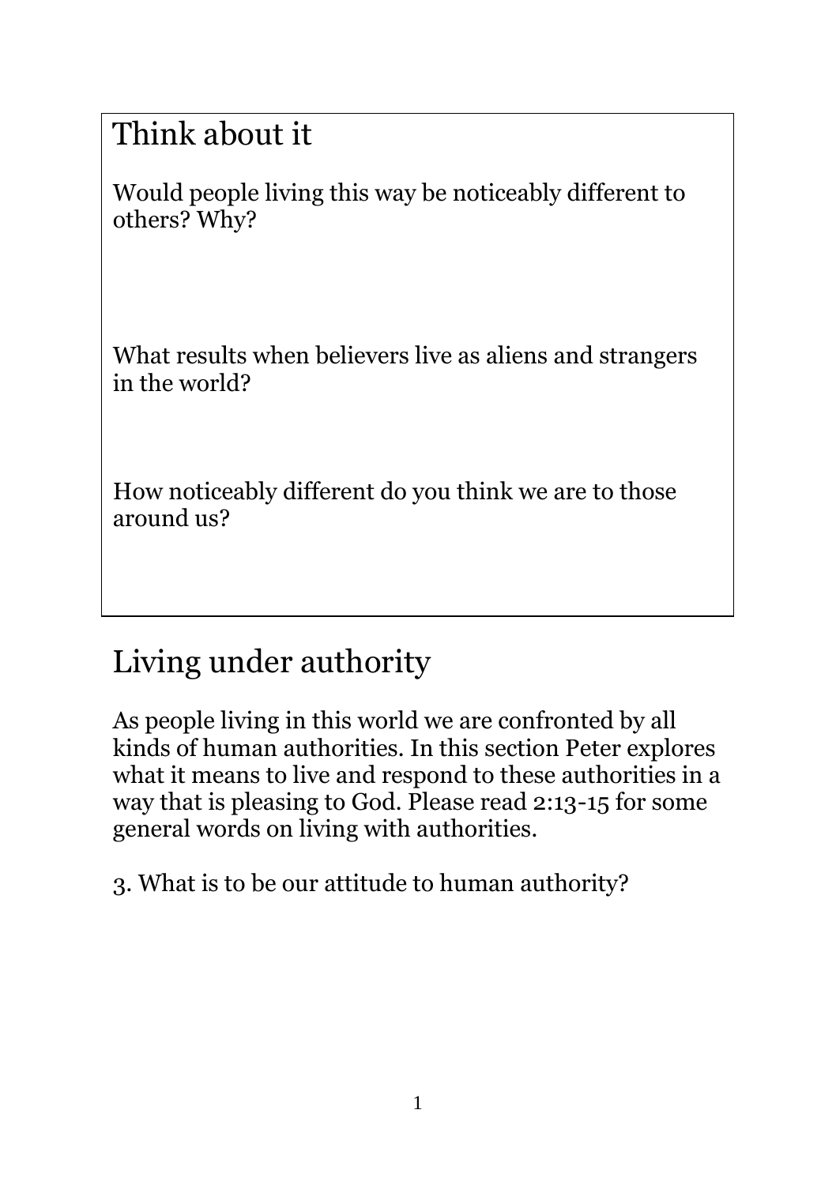## Think about it

Would people living this way be noticeably different to others? Why?

What results when believers live as aliens and strangers in the world?

How noticeably different do you think we are to those around us?

## Living under authority

As people living in this world we are confronted by all kinds of human authorities. In this section Peter explores what it means to live and respond to these authorities in a way that is pleasing to God. Please read 2:13-15 for some general words on living with authorities.

3. What is to be our attitude to human authority?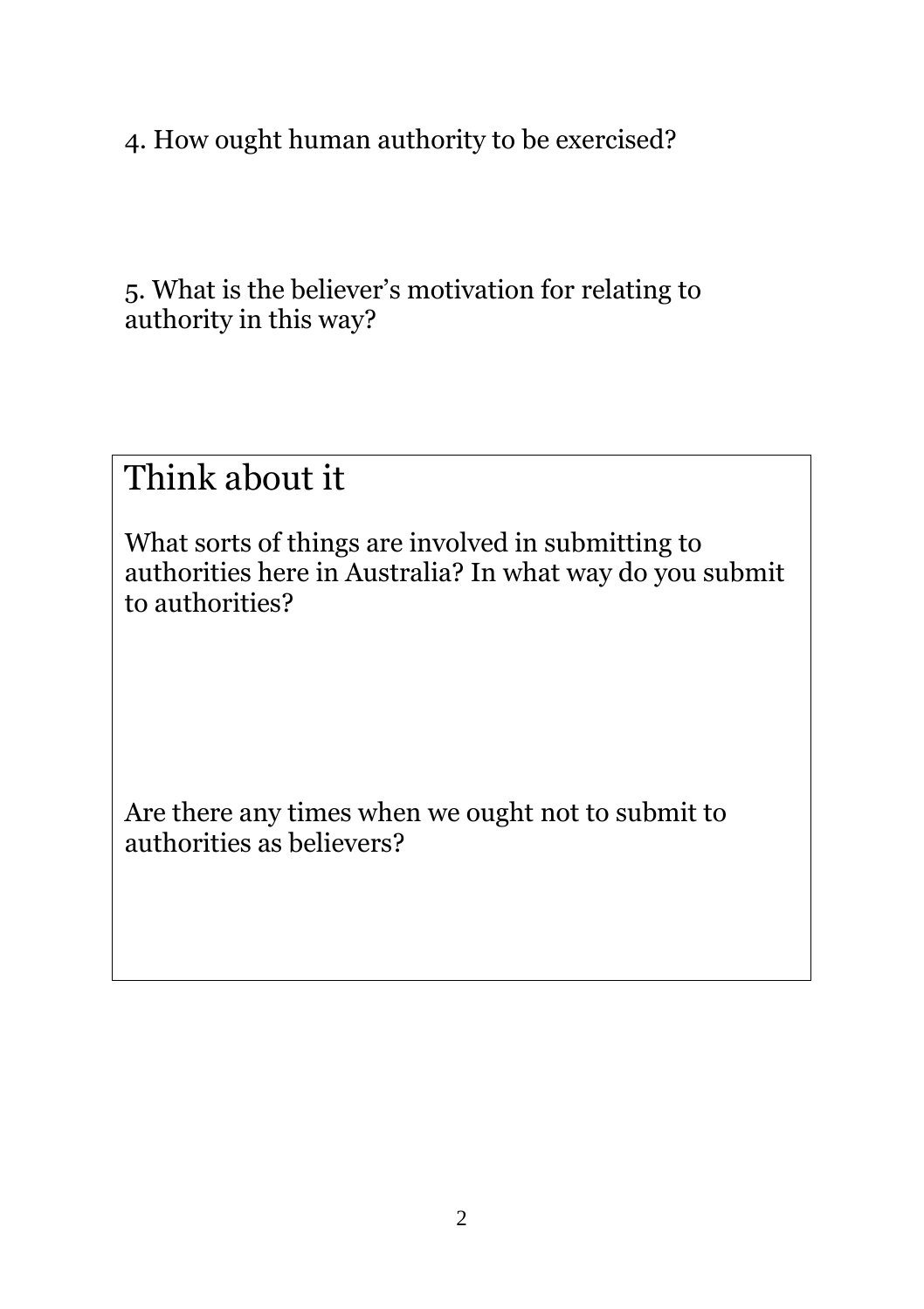4. How ought human authority to be exercised?

5. What is the believer's motivation for relating to authority in this way?

## Think about it

What sorts of things are involved in submitting to authorities here in Australia? In what way do you submit to authorities?

Are there any times when we ought not to submit to authorities as believers?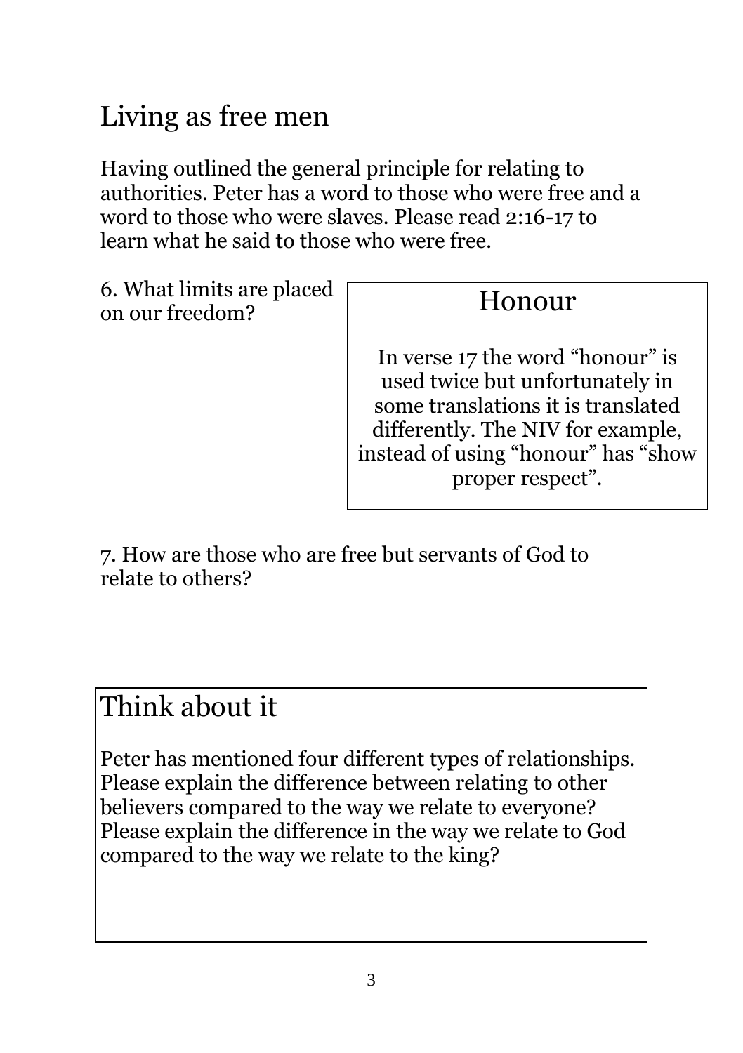## Living as free men

Having outlined the general principle for relating to authorities. Peter has a word to those who were free and a word to those who were slaves. Please read 2:16-17 to learn what he said to those who were free.

6. What limits are placed on our freedom?

### Honour

In verse 17 the word "honour" is used twice but unfortunately in some translations it is translated differently. The NIV for example, instead of using "honour" has "show proper respect".

7. How are those who are free but servants of God to relate to others?

### Think about it

Peter has mentioned four different types of relationships. Please explain the difference between relating to other believers compared to the way we relate to everyone? Please explain the difference in the way we relate to God compared to the way we relate to the king?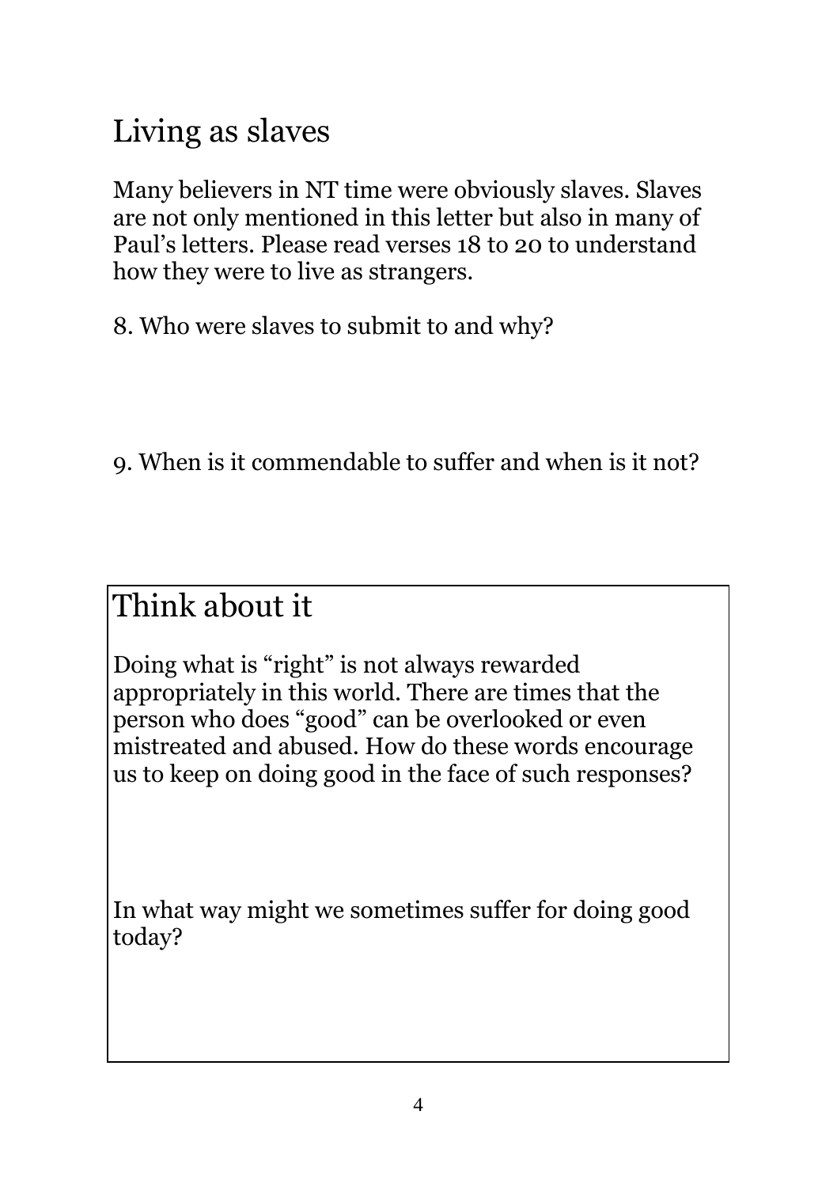## Living as slaves

Many believers in NT time were obviously slaves. Slaves are not only mentioned in this letter but also in many of Paul's letters. Please read verses 18 to 20 to understand how they were to live as strangers.

8. Who were slaves to submit to and why?

9. When is it commendable to suffer and when is it not?

## Think about it

Doing what is "right" is not always rewarded appropriately in this world. There are times that the person who does "good" can be overlooked or even mistreated and abused. How do these words encourage us to keep on doing good in the face of such responses?

In what way might we sometimes suffer for doing good today?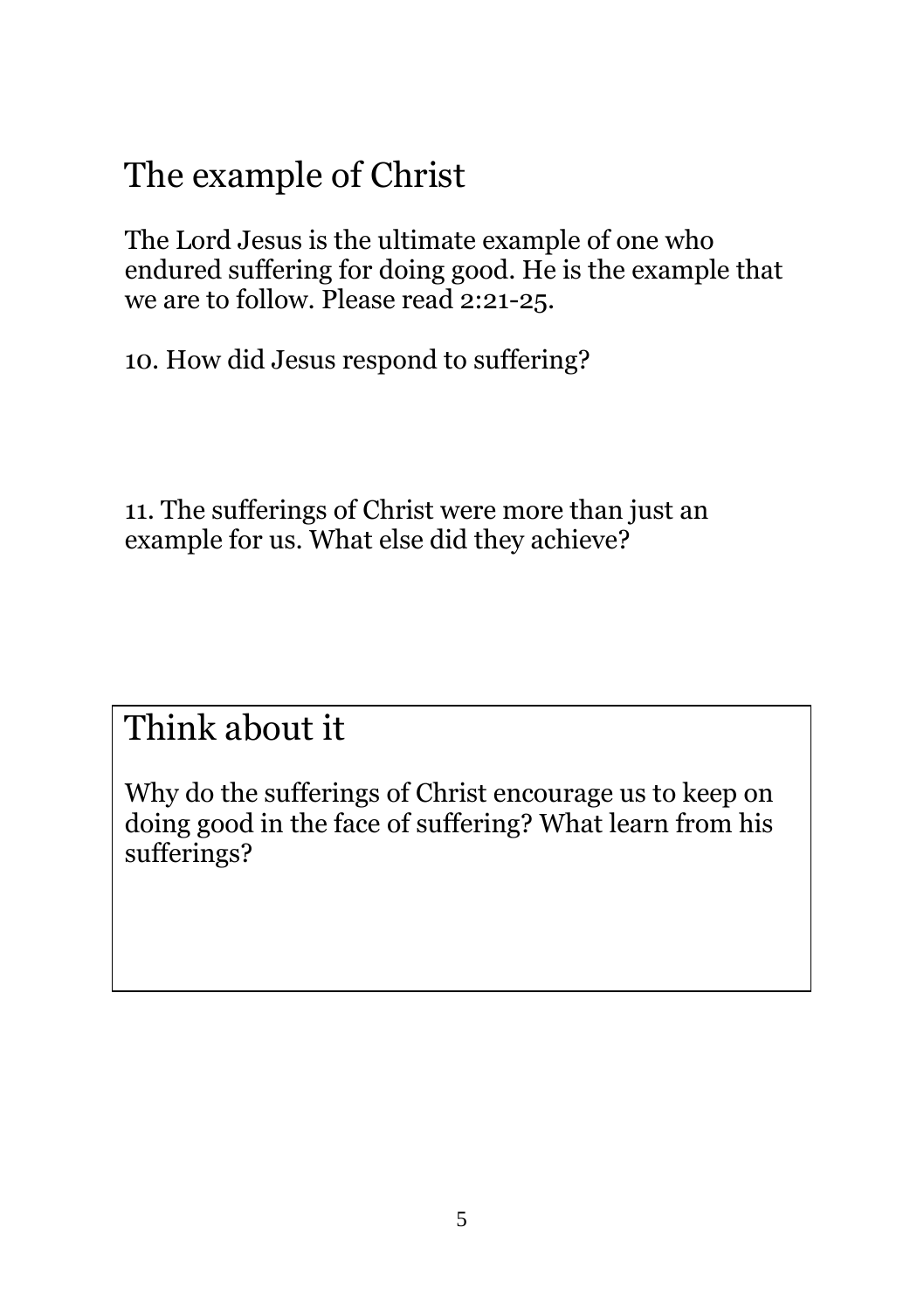## The example of Christ

The Lord Jesus is the ultimate example of one who endured suffering for doing good. He is the example that we are to follow. Please read 2:21-25.

10. How did Jesus respond to suffering?

11. The sufferings of Christ were more than just an example for us. What else did they achieve?

## Think about it

Why do the sufferings of Christ encourage us to keep on doing good in the face of suffering? What learn from his sufferings?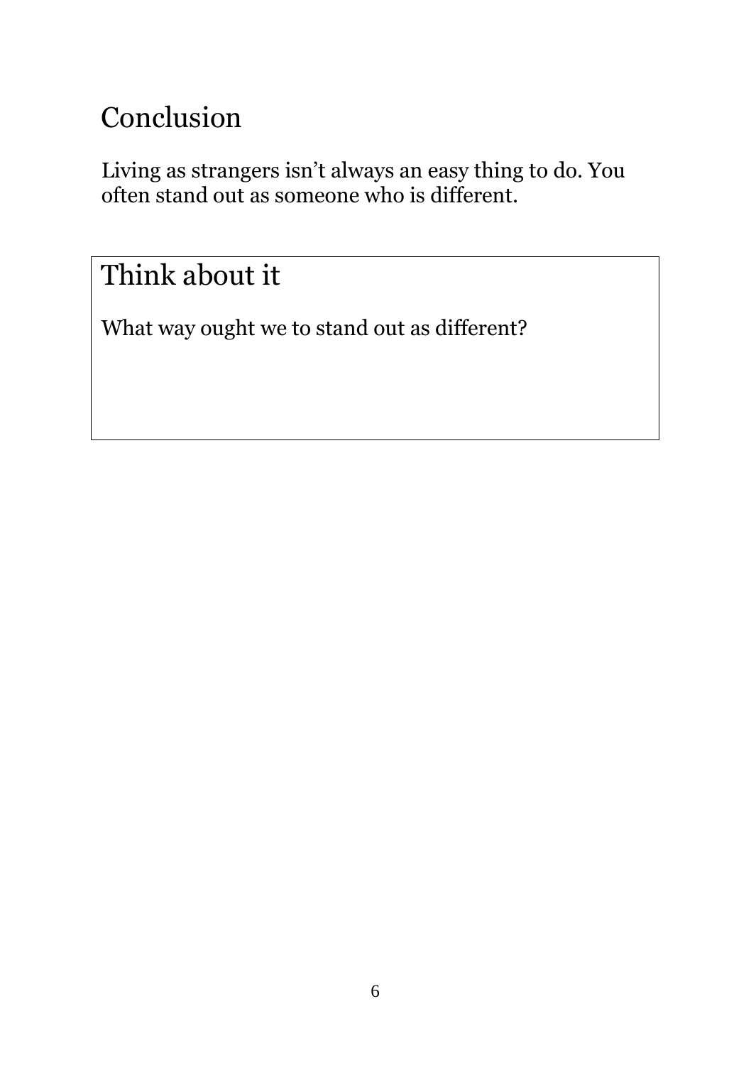## Conclusion

Living as strangers isn't always an easy thing to do. You often stand out as someone who is different.

## Think about it

What way ought we to stand out as different?